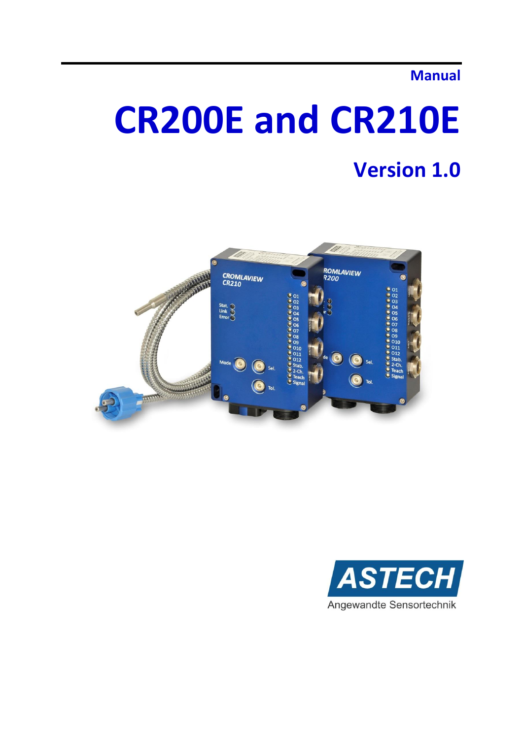Manual

# CR200E and CR210E

## Version 1.0

ASTECH

Angewandte Sensortechnik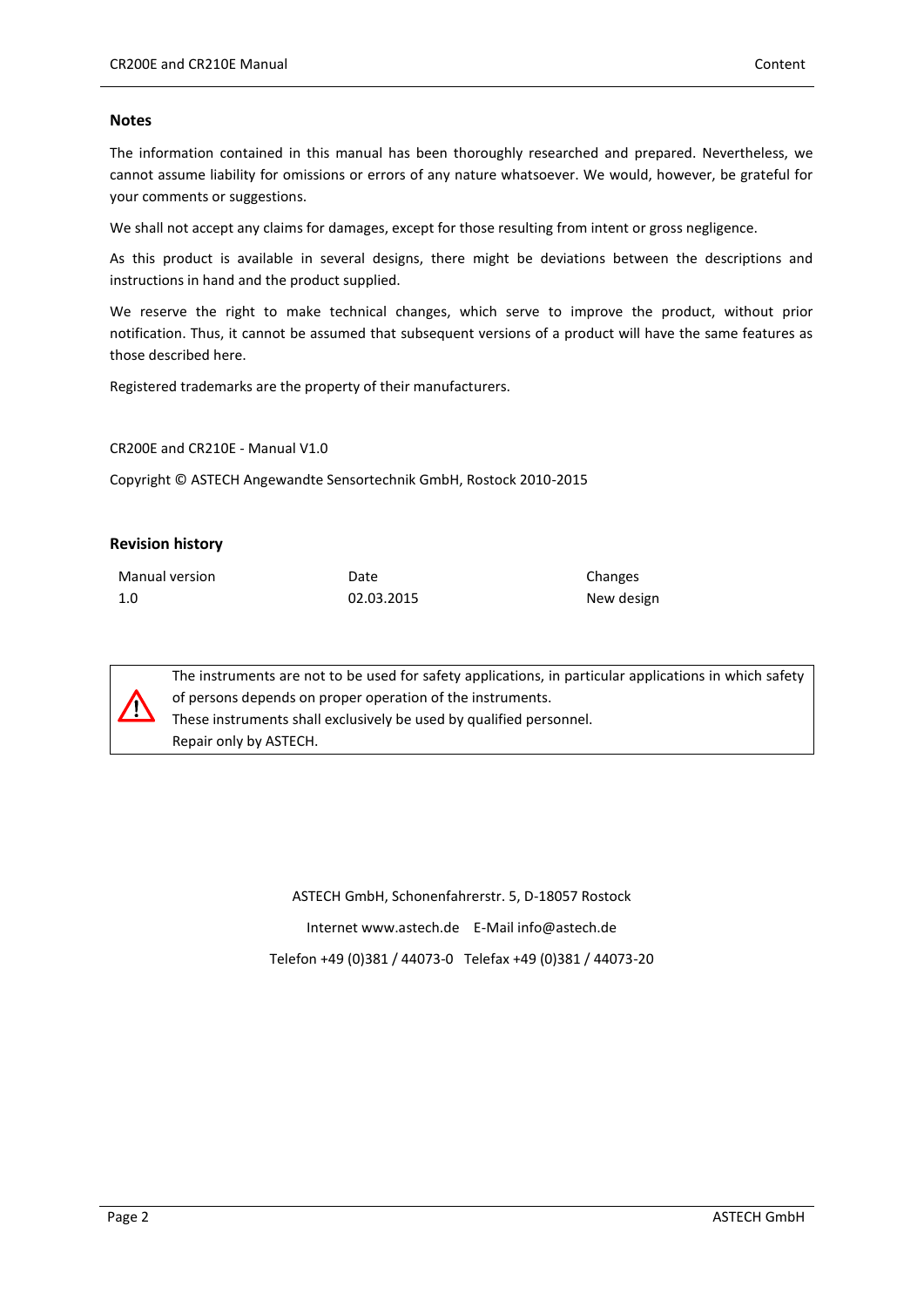## Notes

The information contained in this manual has been thoroughly researched and prepared. Nevertheless, we cannot assume liability for omissions or errors of any nature whatsoever. We would, however, be grateful for your comments or suggestions.

We shall not accept any claims for damages, except for those resulting from intent or gross negligence.

As this product is available in several designs, there might be deviations between the descriptions and instructions in hand and the product supplied.

We reserve the right to make technical changes, which serve to improve the product, without prior notification. Thus, it cannot be assumed that subsequent versions of a product will have the same features as those described here.

Registered trademarks are the property of their manufacturers.

CR200E and CR210E - Manual V1.0

Copyright © ASTECH Angewandte Sensortechnik GmbH, Rostock 2010-2015

## Revision history

| Manual version | Date | Changes |
| --- | --- | --- |
| 1.0 | 02.03.2015 | New design |

> ⚠ The instruments are not to be used for safety applications, in particular applications in which safety of persons depends on proper operation of the instruments.
> These instruments shall exclusively be used by qualified personnel.
> Repair only by ASTECH.

ASTECH GmbH, Schonenfahrerstr. 5, D-18057 Rostock

Internet www.astech.de    E-Mail info@astech.de

Telefon +49 (0)381 / 44073-0   Telefax +49 (0)381 / 44073-20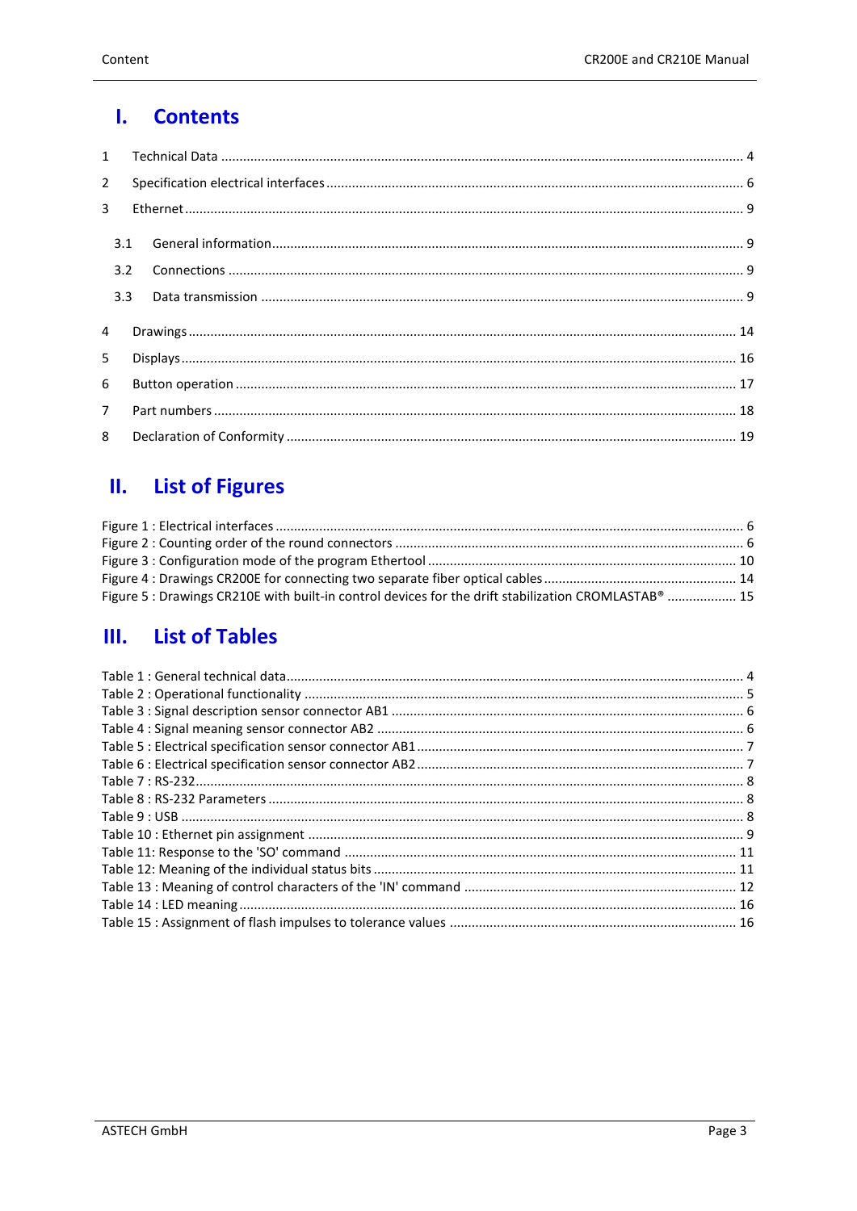# I. Contents

1 Technical Data ..... 4

2 Specification electrical interfaces ..... 6

3 Ethernet ..... 9

3.1 General information ..... 9

3.2 Connections ..... 9

3.3 Data transmission ..... 9

4 Drawings ..... 14

5 Displays ..... 16

6 Button operation ..... 17

7 Part numbers ..... 18

8 Declaration of Conformity ..... 19

# II. List of Figures

Figure 1 : Electrical interfaces ..... 6
Figure 2 : Counting order of the round connectors ..... 6
Figure 3 : Configuration mode of the program Ethertool ..... 10
Figure 4 : Drawings CR200E for connecting two separate fiber optical cables ..... 14
Figure 5 : Drawings CR210E with built-in control devices for the drift stabilization CROMLASTAB® ..... 15

# III. List of Tables

Table 1 : General technical data ..... 4
Table 2 : Operational functionality ..... 5
Table 3 : Signal description sensor connector AB1 ..... 6
Table 4 : Signal meaning sensor connector AB2 ..... 6
Table 5 : Electrical specification sensor connector AB1 ..... 7
Table 6 : Electrical specification sensor connector AB2 ..... 7
Table 7 : RS-232 ..... 8
Table 8 : RS-232 Parameters ..... 8
Table 9 : USB ..... 8
Table 10 : Ethernet pin assignment ..... 9
Table 11: Response to the 'SO' command ..... 11
Table 12: Meaning of the individual status bits ..... 11
Table 13 : Meaning of control characters of the 'IN' command ..... 12
Table 14 : LED meaning ..... 16
Table 15 : Assignment of flash impulses to tolerance values ..... 16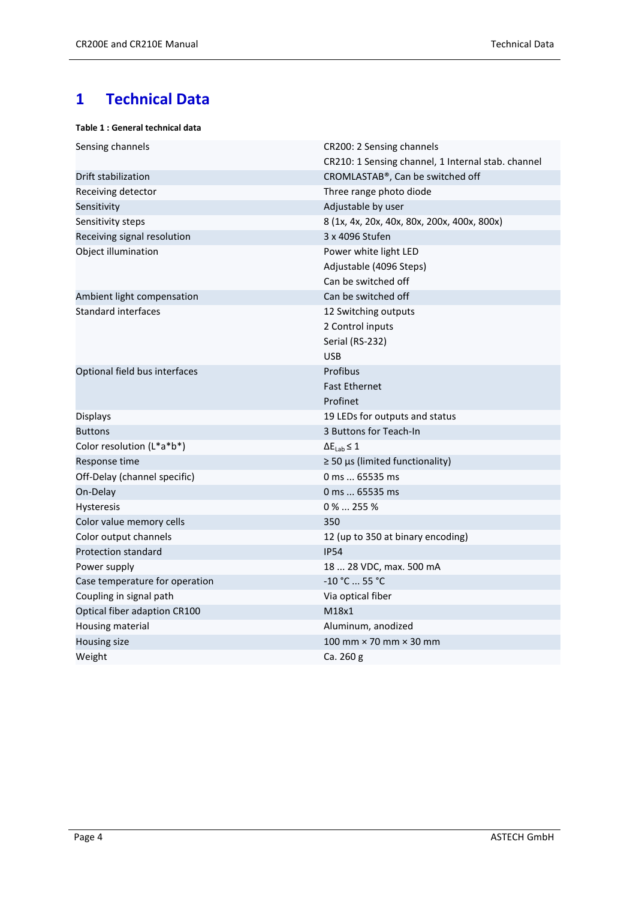# 1 Technical Data

**Table 1 : General technical data**

| | |
|---|---|
| Sensing channels | CR200: 2 Sensing channels<br>CR210: 1 Sensing channel, 1 Internal stab. channel |
| Drift stabilization | CROMLASTAB®, Can be switched off |
| Receiving detector | Three range photo diode |
| Sensitivity | Adjustable by user |
| Sensitivity steps | 8 (1x, 4x, 20x, 40x, 80x, 200x, 400x, 800x) |
| Receiving signal resolution | 3 x 4096 Stufen |
| Object illumination | Power white light LED<br>Adjustable (4096 Steps)<br>Can be switched off |
| Ambient light compensation | Can be switched off |
| Standard interfaces | 12 Switching outputs<br>2 Control inputs<br>Serial (RS-232)<br>USB |
| Optional field bus interfaces | Profibus<br>Fast Ethernet<br>Profinet |
| Displays | 19 LEDs for outputs and status |
| Buttons | 3 Buttons for Teach-In |
| Color resolution (L*a*b*) | $\Delta E_{Lab} \leq 1$ |
| Response time | ≥ 50 µs (limited functionality) |
| Off-Delay (channel specific) | 0 ms ... 65535 ms |
| On-Delay | 0 ms ... 65535 ms |
| Hysteresis | 0 % ... 255 % |
| Color value memory cells | 350 |
| Color output channels | 12 (up to 350 at binary encoding) |
| Protection standard | IP54 |
| Power supply | 18 ... 28 VDC, max. 500 mA |
| Case temperature for operation | -10 °C ... 55 °C |
| Coupling in signal path | Via optical fiber |
| Optical fiber adaption CR100 | M18x1 |
| Housing material | Aluminum, anodized |
| Housing size | 100 mm × 70 mm × 30 mm |
| Weight | Ca. 260 g |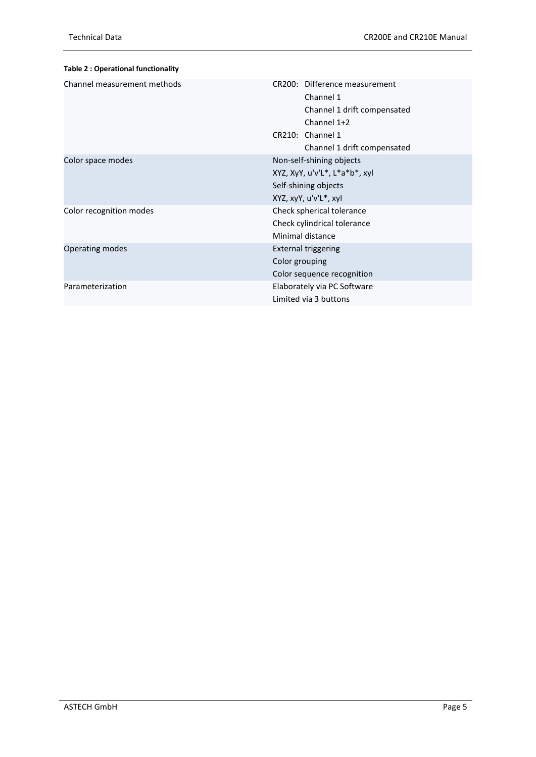**Table 2 : Operational functionality**

| | |
|---|---|
| Channel measurement methods | CR200: Difference measurement<br>Channel 1<br>Channel 1 drift compensated<br>Channel 1+2<br>CR210: Channel 1<br>Channel 1 drift compensated |
| Color space modes | Non-self-shining objects<br>XYZ, XyY, u'v'L*, L*a*b*, xyl<br>Self-shining objects<br>XYZ, xyY, u'v'L*, xyl |
| Color recognition modes | Check spherical tolerance<br>Check cylindrical tolerance<br>Minimal distance |
| Operating modes | External triggering<br>Color grouping<br>Color sequence recognition |
| Parameterization | Elaborately via PC Software<br>Limited via 3 buttons |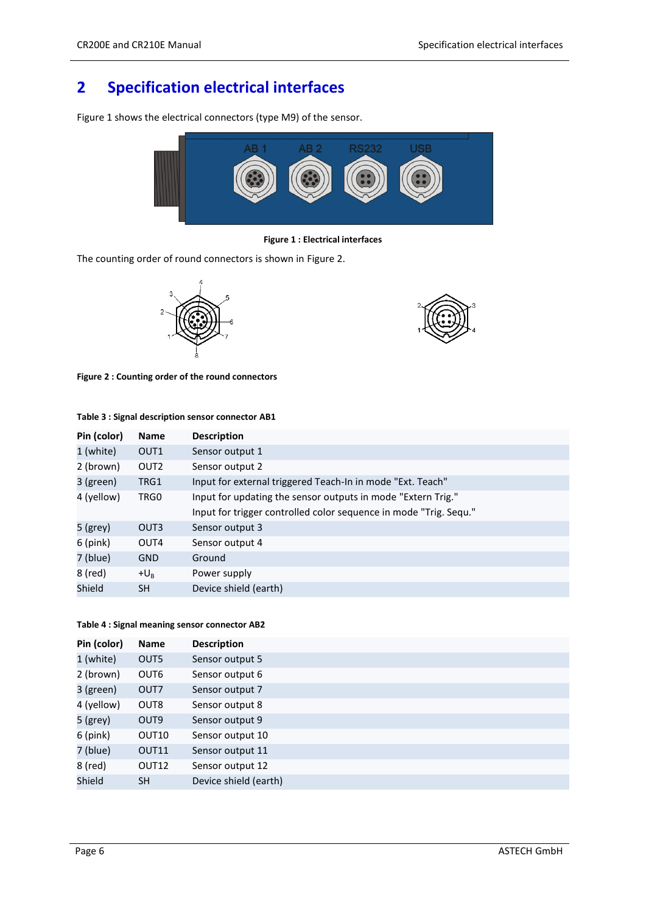# 2 Specification electrical interfaces

Figure 1 shows the electrical connectors (type M9) of the sensor.

**Figure 1 : Electrical interfaces**

The counting order of round connectors is shown in Figure 2.

**Figure 2 : Counting order of the round connectors**

**Table 3 : Signal description sensor connector AB1**

| Pin (color) | Name | Description |
|---|---|---|
| 1 (white) | OUT1 | Sensor output 1 |
| 2 (brown) | OUT2 | Sensor output 2 |
| 3 (green) | TRG1 | Input for external triggered Teach-In in mode "Ext. Teach" |
| 4 (yellow) | TRG0 | Input for updating the sensor outputs in mode "Extern Trig."<br>Input for trigger controlled color sequence in mode "Trig. Sequ." |
| 5 (grey) | OUT3 | Sensor output 3 |
| 6 (pink) | OUT4 | Sensor output 4 |
| 7 (blue) | GND | Ground |
| 8 (red) | $+U_B$ | Power supply |
| Shield | SH | Device shield (earth) |

**Table 4 : Signal meaning sensor connector AB2**

| Pin (color) | Name | Description |
|---|---|---|
| 1 (white) | OUT5 | Sensor output 5 |
| 2 (brown) | OUT6 | Sensor output 6 |
| 3 (green) | OUT7 | Sensor output 7 |
| 4 (yellow) | OUT8 | Sensor output 8 |
| 5 (grey) | OUT9 | Sensor output 9 |
| 6 (pink) | OUT10 | Sensor output 10 |
| 7 (blue) | OUT11 | Sensor output 11 |
| 8 (red) | OUT12 | Sensor output 12 |
| Shield | SH | Device shield (earth) |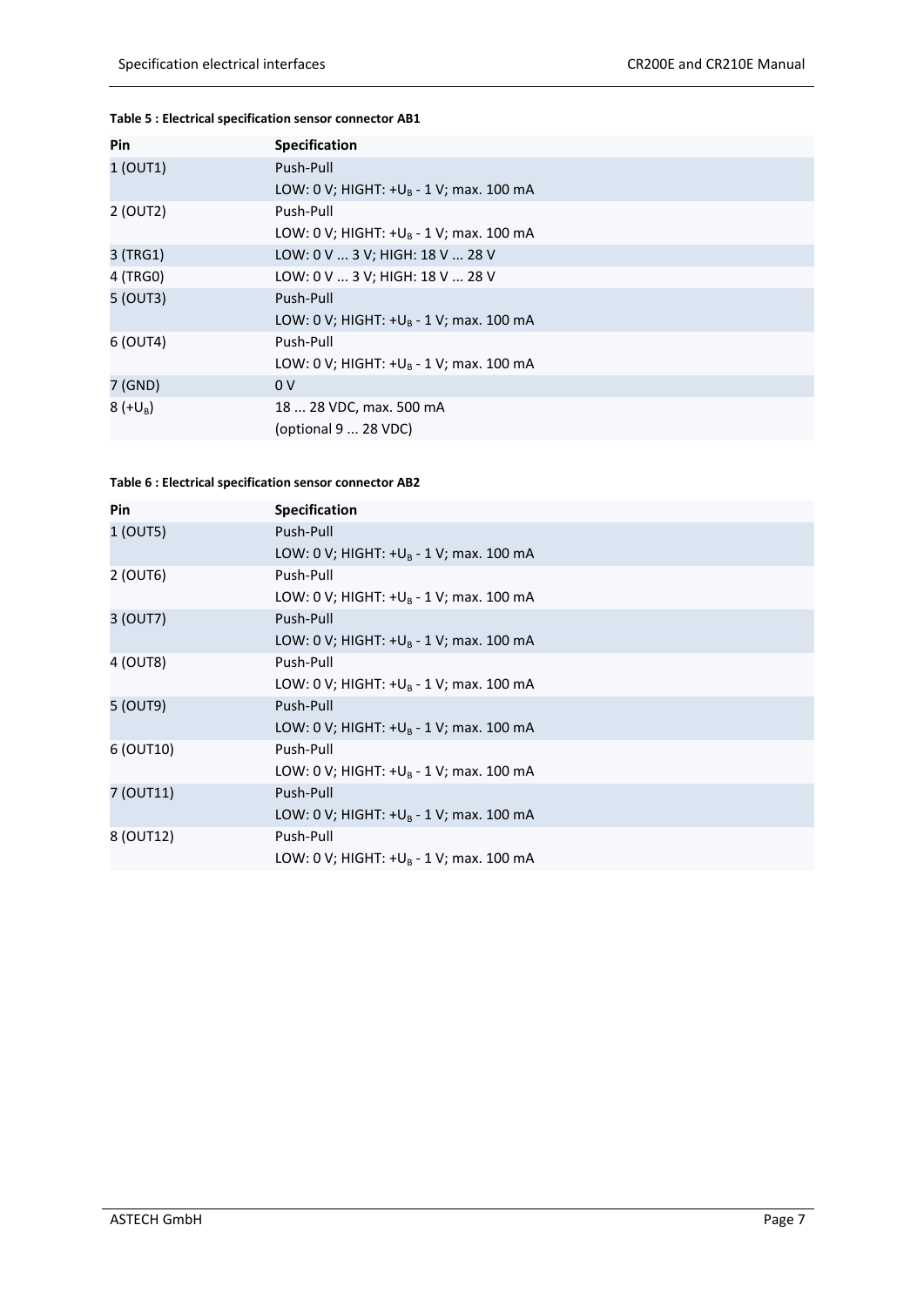**Table 5 : Electrical specification sensor connector AB1**

| Pin | Specification |
|---|---|
| 1 (OUT1) | Push-Pull<br>LOW: 0 V; HIGHT: $+U_B$ - 1 V; max. 100 mA |
| 2 (OUT2) | Push-Pull<br>LOW: 0 V; HIGHT: $+U_B$ - 1 V; max. 100 mA |
| 3 (TRG1) | LOW: 0 V ... 3 V; HIGH: 18 V ... 28 V |
| 4 (TRG0) | LOW: 0 V ... 3 V; HIGH: 18 V ... 28 V |
| 5 (OUT3) | Push-Pull<br>LOW: 0 V; HIGHT: $+U_B$ - 1 V; max. 100 mA |
| 6 (OUT4) | Push-Pull<br>LOW: 0 V; HIGHT: $+U_B$ - 1 V; max. 100 mA |
| 7 (GND) | 0 V |
| 8 ($+U_B$) | 18 ... 28 VDC, max. 500 mA<br>(optional 9 ... 28 VDC) |

**Table 6 : Electrical specification sensor connector AB2**

| Pin | Specification |
|---|---|
| 1 (OUT5) | Push-Pull<br>LOW: 0 V; HIGHT: $+U_B$ - 1 V; max. 100 mA |
| 2 (OUT6) | Push-Pull<br>LOW: 0 V; HIGHT: $+U_B$ - 1 V; max. 100 mA |
| 3 (OUT7) | Push-Pull<br>LOW: 0 V; HIGHT: $+U_B$ - 1 V; max. 100 mA |
| 4 (OUT8) | Push-Pull<br>LOW: 0 V; HIGHT: $+U_B$ - 1 V; max. 100 mA |
| 5 (OUT9) | Push-Pull<br>LOW: 0 V; HIGHT: $+U_B$ - 1 V; max. 100 mA |
| 6 (OUT10) | Push-Pull<br>LOW: 0 V; HIGHT: $+U_B$ - 1 V; max. 100 mA |
| 7 (OUT11) | Push-Pull<br>LOW: 0 V; HIGHT: $+U_B$ - 1 V; max. 100 mA |
| 8 (OUT12) | Push-Pull<br>LOW: 0 V; HIGHT: $+U_B$ - 1 V; max. 100 mA |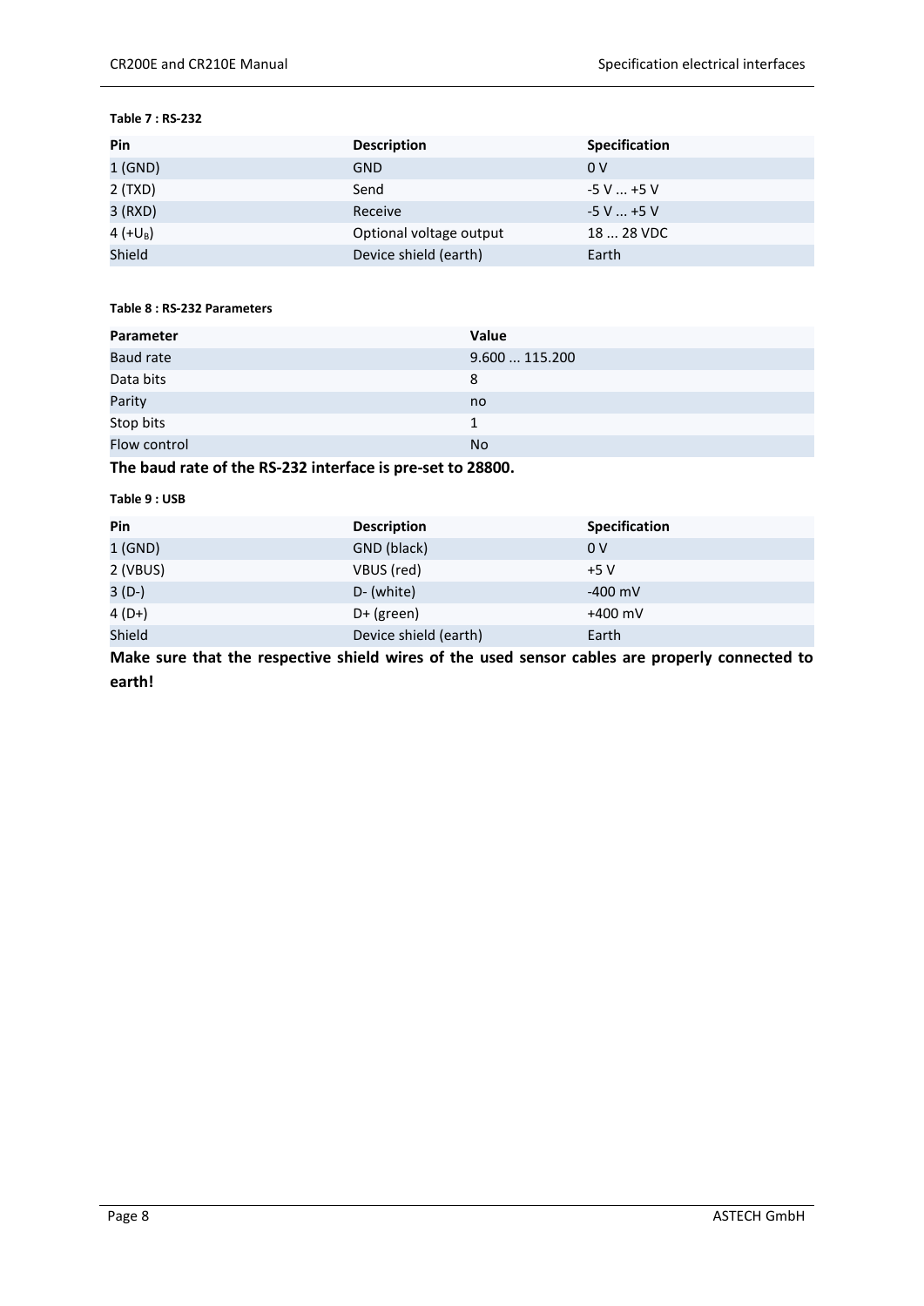**Table 7 : RS-232**

| Pin | Description | Specification |
|---|---|---|
| 1 (GND) | GND | 0 V |
| 2 (TXD) | Send | -5 V ... +5 V |
| 3 (RXD) | Receive | -5 V ... +5 V |
| 4 (+$U_B$) | Optional voltage output | 18 ... 28 VDC |
| Shield | Device shield (earth) | Earth |

**Table 8 : RS-232 Parameters**

| Parameter | Value |
|---|---|
| Baud rate | 9.600 ... 115.200 |
| Data bits | 8 |
| Parity | no |
| Stop bits | 1 |
| Flow control | No |

**The baud rate of the RS-232 interface is pre-set to 28800.**

**Table 9 : USB**

| Pin | Description | Specification |
|---|---|---|
| 1 (GND) | GND (black) | 0 V |
| 2 (VBUS) | VBUS (red) | +5 V |
| 3 (D-) | D- (white) | -400 mV |
| 4 (D+) | D+ (green) | +400 mV |
| Shield | Device shield (earth) | Earth |

**Make sure that the respective shield wires of the used sensor cables are properly connected to earth!**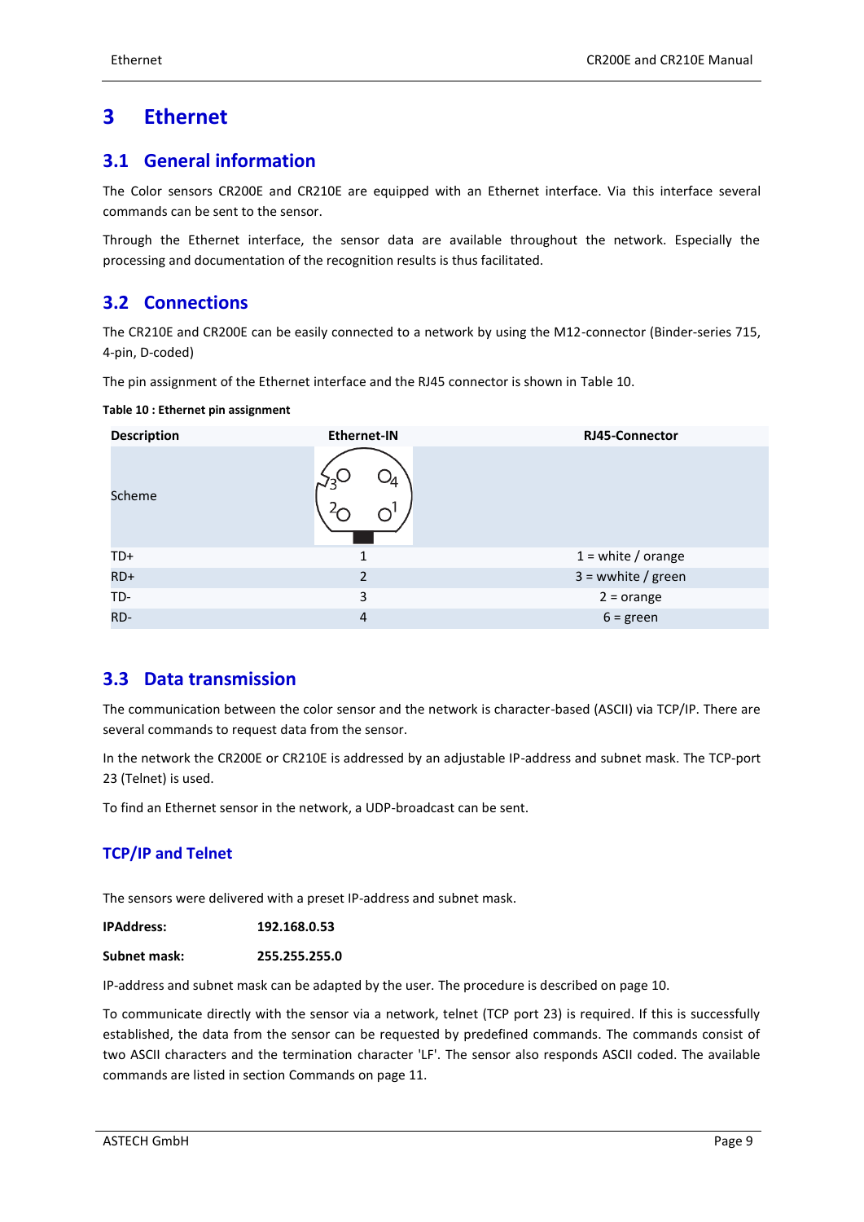# 3 Ethernet

## 3.1 General information

The Color sensors CR200E and CR210E are equipped with an Ethernet interface. Via this interface several commands can be sent to the sensor.

Through the Ethernet interface, the sensor data are available throughout the network. Especially the processing and documentation of the recognition results is thus facilitated.

## 3.2 Connections

The CR210E and CR200E can be easily connected to a network by using the M12-connector (Binder-series 715, 4-pin, D-coded)

The pin assignment of the Ethernet interface and the RJ45 connector is shown in Table 10.

**Table 10 : Ethernet pin assignment**

| Description | Ethernet-IN | RJ45-Connector |
|---|---|---|
| Scheme | | |
| TD+ | 1 | 1 = white / orange |
| RD+ | 2 | 3 = wwhite / green |
| TD- | 3 | 2 = orange |
| RD- | 4 | 6 = green |

## 3.3 Data transmission

The communication between the color sensor and the network is character-based (ASCII) via TCP/IP. There are several commands to request data from the sensor.

In the network the CR200E or CR210E is addressed by an adjustable IP-address and subnet mask. The TCP-port 23 (Telnet) is used.

To find an Ethernet sensor in the network, a UDP-broadcast can be sent.

### TCP/IP and Telnet

The sensors were delivered with a preset IP-address and subnet mask.

**IPAddress:** **192.168.0.53**

**Subnet mask:** **255.255.255.0**

IP-address and subnet mask can be adapted by the user. The procedure is described on page 10.

To communicate directly with the sensor via a network, telnet (TCP port 23) is required. If this is successfully established, the data from the sensor can be requested by predefined commands. The commands consist of two ASCII characters and the termination character 'LF'. The sensor also responds ASCII coded. The available commands are listed in section Commands on page 11.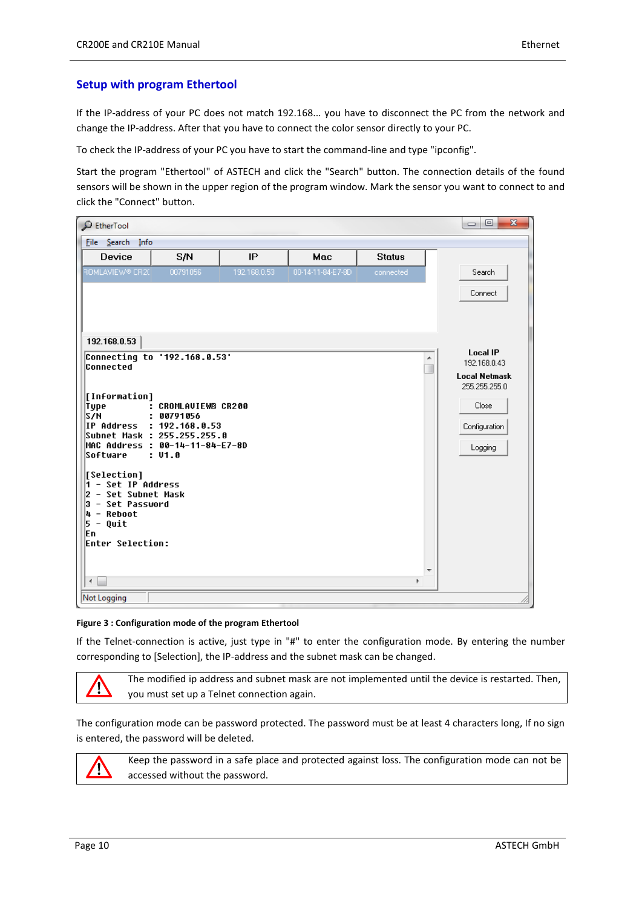## Setup with program Ethertool

If the IP-address of your PC does not match 192.168... you have to disconnect the PC from the network and change the IP-address. After that you have to connect the color sensor directly to your PC.

To check the IP-address of your PC you have to start the command-line and type "ipconfig".

Start the program "Ethertool" of ASTECH and click the "Search" button. The connection details of the found sensors will be shown in the upper region of the program window. Mark the sensor you want to connect to and click the "Connect" button.

**Figure 3 : Configuration mode of the program Ethertool**

If the Telnet-connection is active, just type in "#" to enter the configuration mode. By entering the number corresponding to [Selection], the IP-address and the subnet mask can be changed.

| ⚠ | The modified ip address and subnet mask are not implemented until the device is restarted. Then, you must set up a Telnet connection again. |
|---|---|

The configuration mode can be password protected. The password must be at least 4 characters long, If no sign is entered, the password will be deleted.

| ⚠ | Keep the password in a safe place and protected against loss. The configuration mode can not be accessed without the password. |
|---|---|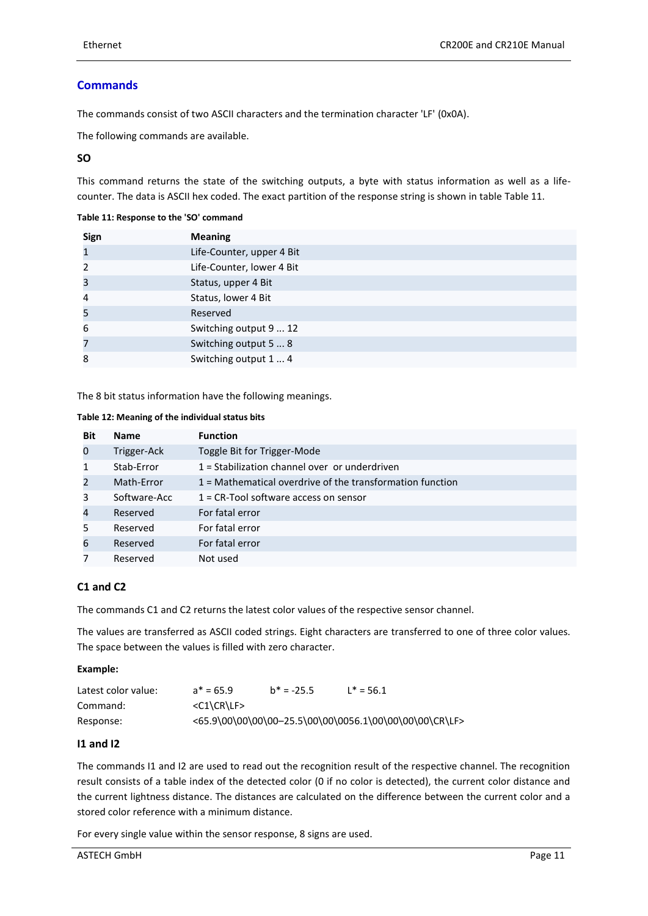## Commands

The commands consist of two ASCII characters and the termination character 'LF' (0x0A).

The following commands are available.

### SO

This command returns the state of the switching outputs, a byte with status information as well as a life-counter. The data is ASCII hex coded. The exact partition of the response string is shown in table Table 11.

**Table 11: Response to the 'SO' command**

| Sign | Meaning |
|---|---|
| 1 | Life-Counter, upper 4 Bit |
| 2 | Life-Counter, lower 4 Bit |
| 3 | Status, upper 4 Bit |
| 4 | Status, lower 4 Bit |
| 5 | Reserved |
| 6 | Switching output 9 ... 12 |
| 7 | Switching output 5 ... 8 |
| 8 | Switching output 1 ... 4 |

The 8 bit status information have the following meanings.

**Table 12: Meaning of the individual status bits**

| Bit | Name | Function |
|---|---|---|
| 0 | Trigger-Ack | Toggle Bit for Trigger-Mode |
| 1 | Stab-Error | 1 = Stabilization channel over or underdriven |
| 2 | Math-Error | 1 = Mathematical overdrive of the transformation function |
| 3 | Software-Acc | 1 = CR-Tool software access on sensor |
| 4 | Reserved | For fatal error |
| 5 | Reserved | For fatal error |
| 6 | Reserved | For fatal error |
| 7 | Reserved | Not used |

### C1 and C2

The commands C1 and C2 returns the latest color values of the respective sensor channel.

The values are transferred as ASCII coded strings. Eight characters are transferred to one of three color values. The space between the values is filled with zero character.

**Example:**

| | | | |
|---|---|---|---|
| Latest color value: | a* = 65.9 | b* = -25.5 | L* = 56.1 |
| Command: | <C1\CR\LF> | | |
| Response: | <65.9\00\00\00\00–25.5\00\00\0056.1\00\00\00\00\CR\LF> | | |

### I1 and I2

The commands I1 and I2 are used to read out the recognition result of the respective channel. The recognition result consists of a table index of the detected color (0 if no color is detected), the current color distance and the current lightness distance. The distances are calculated on the difference between the current color and a stored color reference with a minimum distance.

For every single value within the sensor response, 8 signs are used.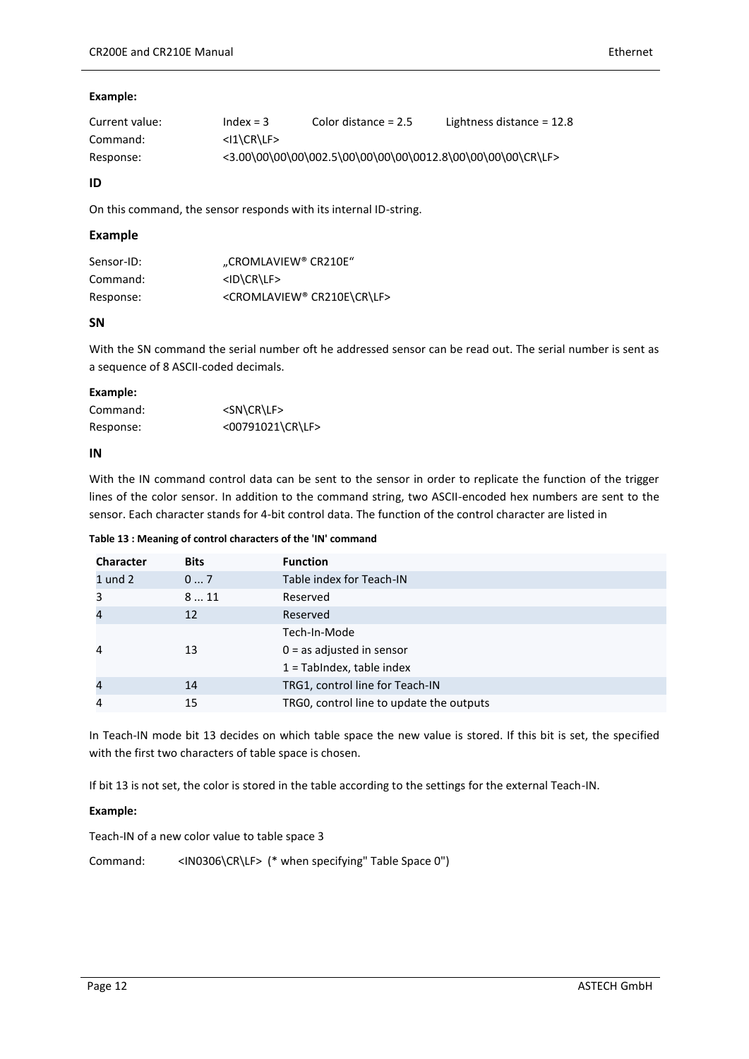**Example:**

| | | | |
|---|---|---|---|
| Current value: | Index = 3 | Color distance = 2.5 | Lightness distance = 12.8 |
| Command: | <I1\CR\LF> | | |
| Response: | <3.00\00\00\00\002.5\00\00\00\00\0012.8\00\00\00\00\CR\LF> | | |

### ID

On this command, the sensor responds with its internal ID-string.

### Example

| | |
|---|---|
| Sensor-ID: | „CROMLAVIEW® CR210E“ |
| Command: | <ID\CR\LF> |
| Response: | <CROMLAVIEW® CR210E\CR\LF> |

### SN

With the SN command the serial number oft he addressed sensor can be read out. The serial number is sent as a sequence of 8 ASCII-coded decimals.

**Example:**

| | |
|---|---|
| Command: | <SN\CR\LF> |
| Response: | <00791021\CR\LF> |

### IN

With the IN command control data can be sent to the sensor in order to replicate the function of the trigger lines of the color sensor. In addition to the command string, two ASCII-encoded hex numbers are sent to the sensor. Each character stands for 4-bit control data. The function of the control character are listed in

**Table 13 : Meaning of control characters of the 'IN' command**

| Character | Bits | Function |
|---|---|---|
| 1 und 2 | 0 ... 7 | Table index for Teach-IN |
| 3 | 8 ... 11 | Reserved |
| 4 | 12 | Reserved |
| 4 | 13 | Tech-In-Mode<br>0 = as adjusted in sensor<br>1 = TabIndex, table index |
| 4 | 14 | TRG1, control line for Teach-IN |
| 4 | 15 | TRG0, control line to update the outputs |

In Teach-IN mode bit 13 decides on which table space the new value is stored. If this bit is set, the specified with the first two characters of table space is chosen.

If bit 13 is not set, the color is stored in the table according to the settings for the external Teach-IN.

**Example:**

Teach-IN of a new color value to table space 3

Command: <IN0306\CR\LF> (* when specifying" Table Space 0")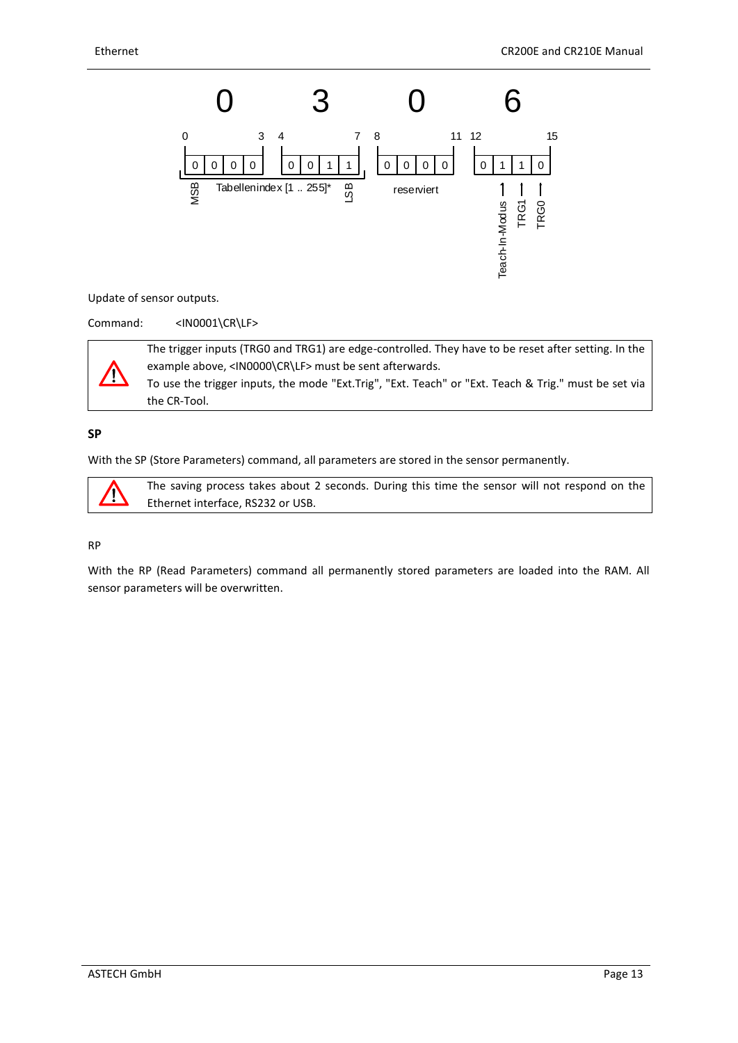| 0 | | | | 3 | | | | 0 | | | | 6 | | | |
|---|---|---|---|---|---|---|---|---|---|---|---|---|---|---|---|
| 0 | | | 3 | 4 | | | 7 | 8 | | | 11 | 12 | | | 15 |
| 0 | 0 | 0 | 0 | 0 | 0 | 1 | 1 | 0 | 0 | 0 | 0 | 0 | 1 | 1 | 0 |
| MSB | Tabellenindex [1 .. 255]* | | | | | | LSB | reserviert | | | | | Teach-In-Modus | TRG1 | TRG0 |

Update of sensor outputs.

Command: <IN0001\CR\LF>

> ⚠ The trigger inputs (TRG0 and TRG1) are edge-controlled. They have to be reset after setting. In the example above, <IN0000\CR\LF> must be sent afterwards.
> To use the trigger inputs, the mode "Ext.Trig", "Ext. Teach" or "Ext. Teach & Trig." must be set via the CR-Tool.

**SP**

With the SP (Store Parameters) command, all parameters are stored in the sensor permanently.

> ⚠ The saving process takes about 2 seconds. During this time the sensor will not respond on the Ethernet interface, RS232 or USB.

RP

With the RP (Read Parameters) command all permanently stored parameters are loaded into the RAM. All sensor parameters will be overwritten.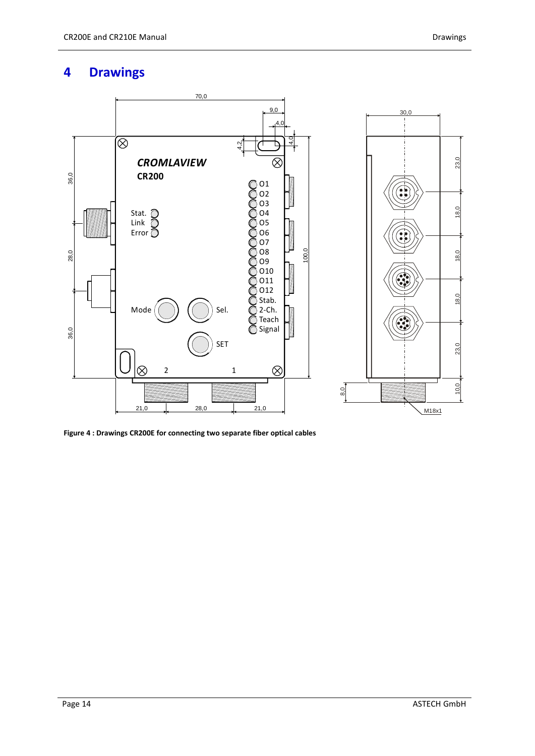# 4 Drawings

**Figure 4 : Drawings CR200E for connecting two separate fiber optical cables**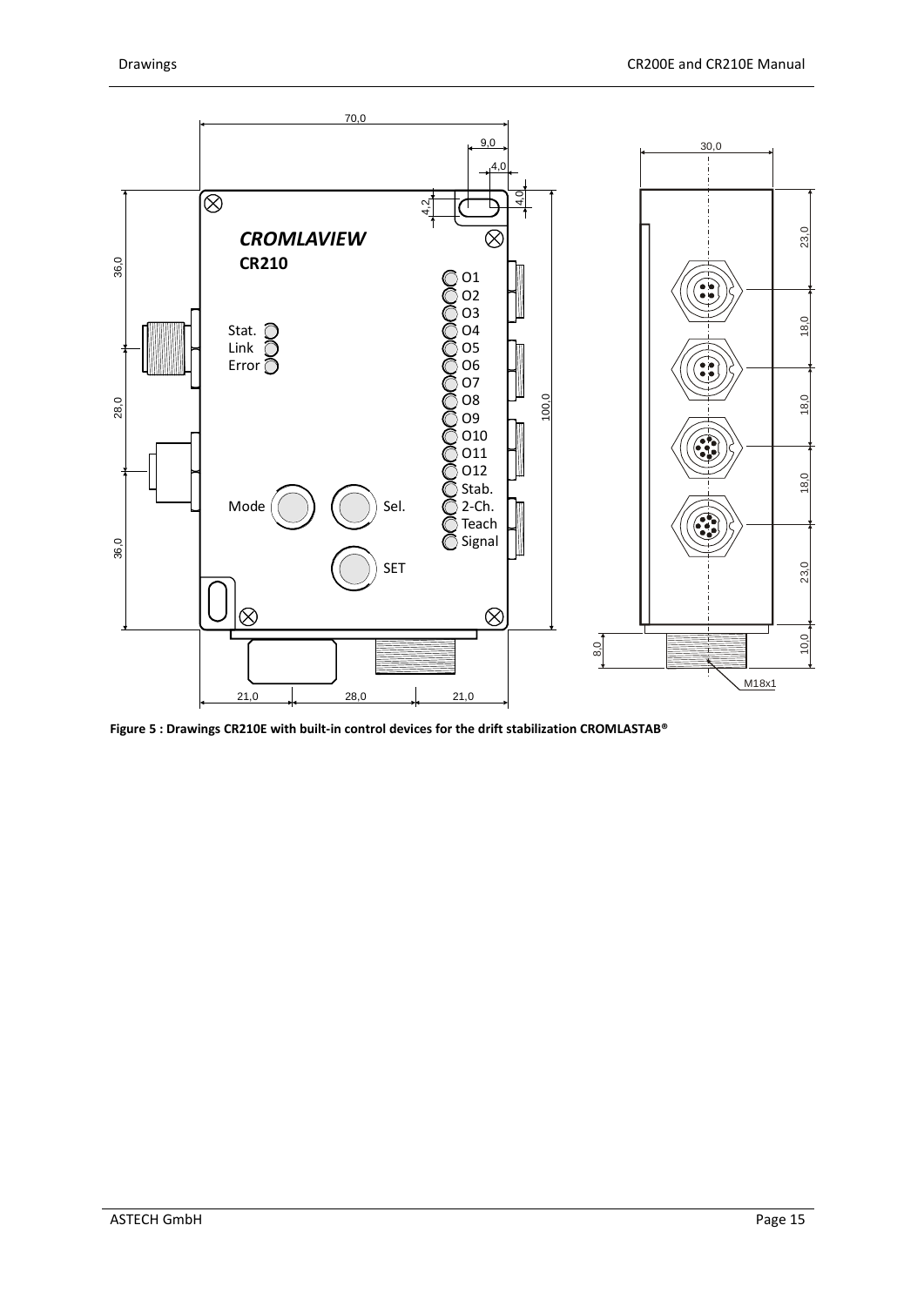**Figure 5 : Drawings CR210E with built-in control devices for the drift stabilization CROMLASTAB®**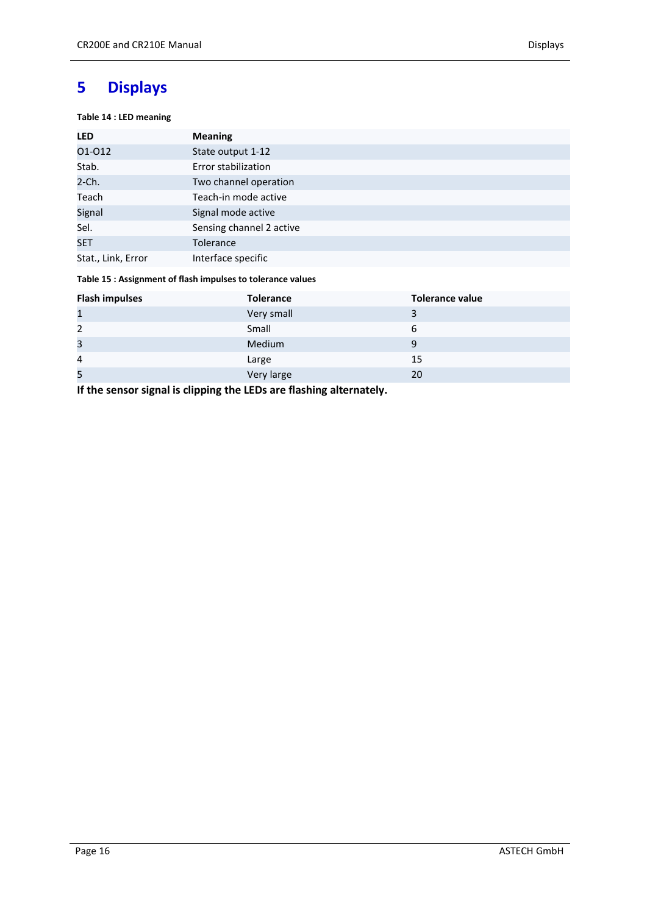# 5 Displays

**Table 14 : LED meaning**

| LED | Meaning |
|---|---|
| O1-O12 | State output 1-12 |
| Stab. | Error stabilization |
| 2-Ch. | Two channel operation |
| Teach | Teach-in mode active |
| Signal | Signal mode active |
| Sel. | Sensing channel 2 active |
| SET | Tolerance |
| Stat., Link, Error | Interface specific |

**Table 15 : Assignment of flash impulses to tolerance values**

| Flash impulses | Tolerance | Tolerance value |
|---|---|---|
| 1 | Very small | 3 |
| 2 | Small | 6 |
| 3 | Medium | 9 |
| 4 | Large | 15 |
| 5 | Very large | 20 |

**If the sensor signal is clipping the LEDs are flashing alternately.**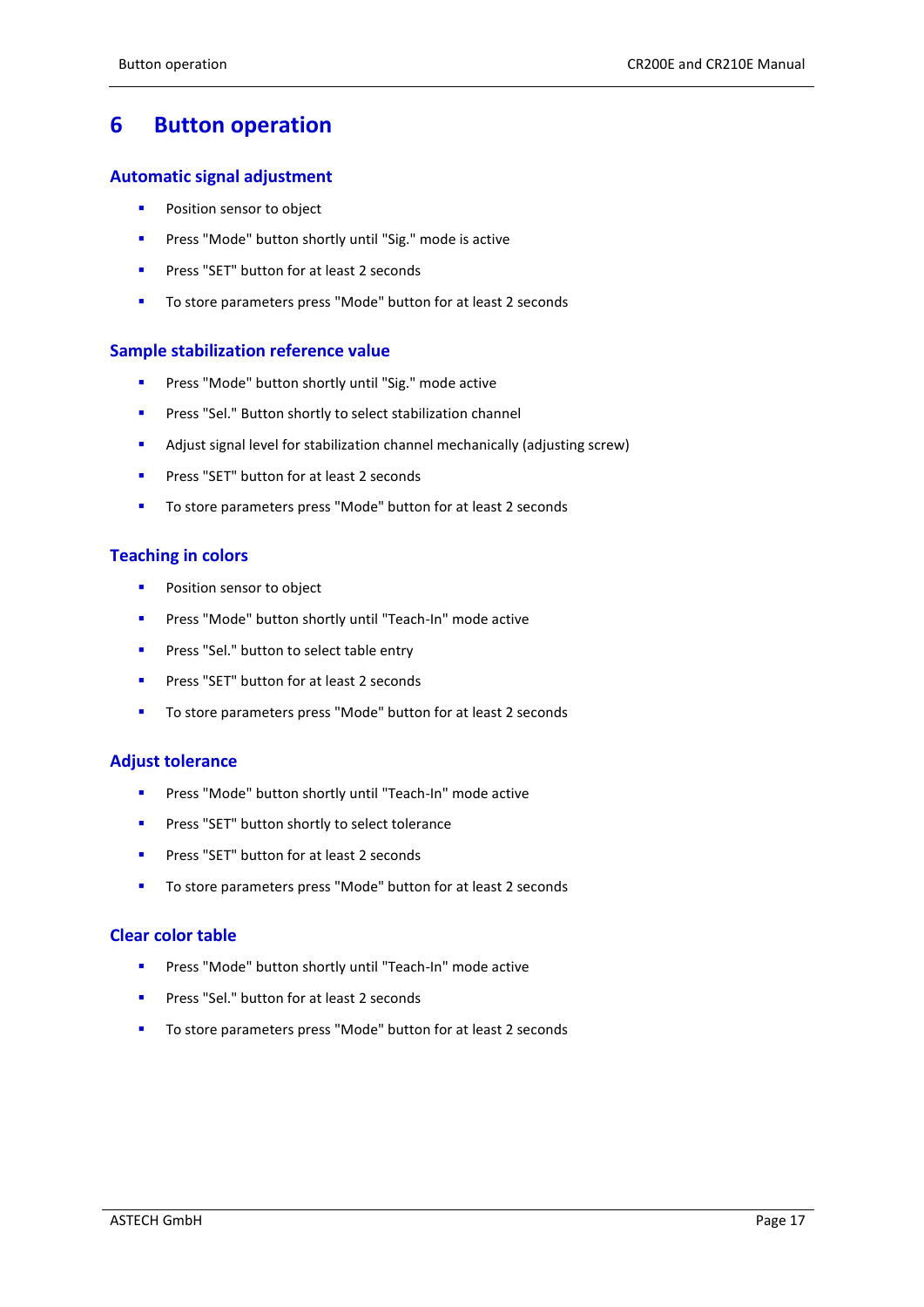# 6 Button operation

## Automatic signal adjustment

- Position sensor to object
- Press "Mode" button shortly until "Sig." mode is active
- Press "SET" button for at least 2 seconds
- To store parameters press "Mode" button for at least 2 seconds

## Sample stabilization reference value

- Press "Mode" button shortly until "Sig." mode active
- Press "Sel." Button shortly to select stabilization channel
- Adjust signal level for stabilization channel mechanically (adjusting screw)
- Press "SET" button for at least 2 seconds
- To store parameters press "Mode" button for at least 2 seconds

## Teaching in colors

- Position sensor to object
- Press "Mode" button shortly until "Teach-In" mode active
- Press "Sel." button to select table entry
- Press "SET" button for at least 2 seconds
- To store parameters press "Mode" button for at least 2 seconds

## Adjust tolerance

- Press "Mode" button shortly until "Teach-In" mode active
- Press "SET" button shortly to select tolerance
- Press "SET" button for at least 2 seconds
- To store parameters press "Mode" button for at least 2 seconds

## Clear color table

- Press "Mode" button shortly until "Teach-In" mode active
- Press "Sel." button for at least 2 seconds
- To store parameters press "Mode" button for at least 2 seconds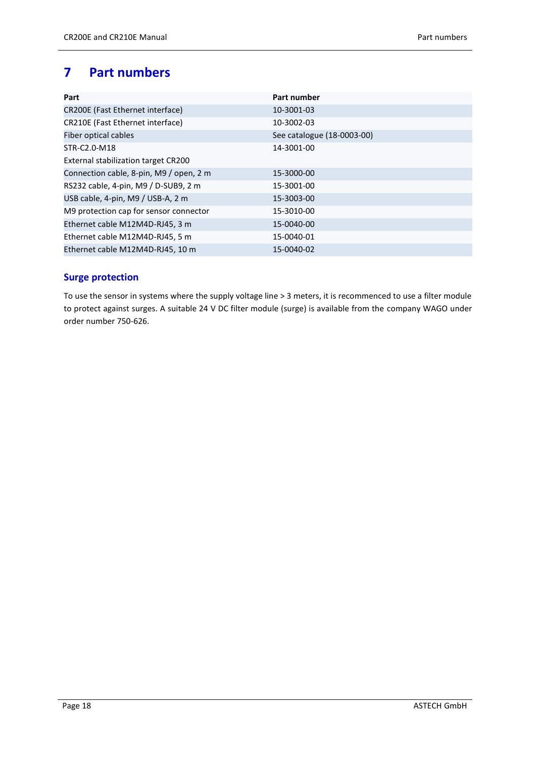# 7 Part numbers

| Part | Part number |
|---|---|
| CR200E (Fast Ethernet interface) | 10-3001-03 |
| CR210E (Fast Ethernet interface) | 10-3002-03 |
| Fiber optical cables | See catalogue (18-0003-00) |
| STR-C2.0-M18<br>External stabilization target CR200 | 14-3001-00 |
| Connection cable, 8-pin, M9 / open, 2 m | 15-3000-00 |
| RS232 cable, 4-pin, M9 / D-SUB9, 2 m | 15-3001-00 |
| USB cable, 4-pin, M9 / USB-A, 2 m | 15-3003-00 |
| M9 protection cap for sensor connector | 15-3010-00 |
| Ethernet cable M12M4D-RJ45, 3 m | 15-0040-00 |
| Ethernet cable M12M4D-RJ45, 5 m | 15-0040-01 |
| Ethernet cable M12M4D-RJ45, 10 m | 15-0040-02 |

## Surge protection

To use the sensor in systems where the supply voltage line > 3 meters, it is recommenced to use a filter module to protect against surges. A suitable 24 V DC filter module (surge) is available from the company WAGO under order number 750-626.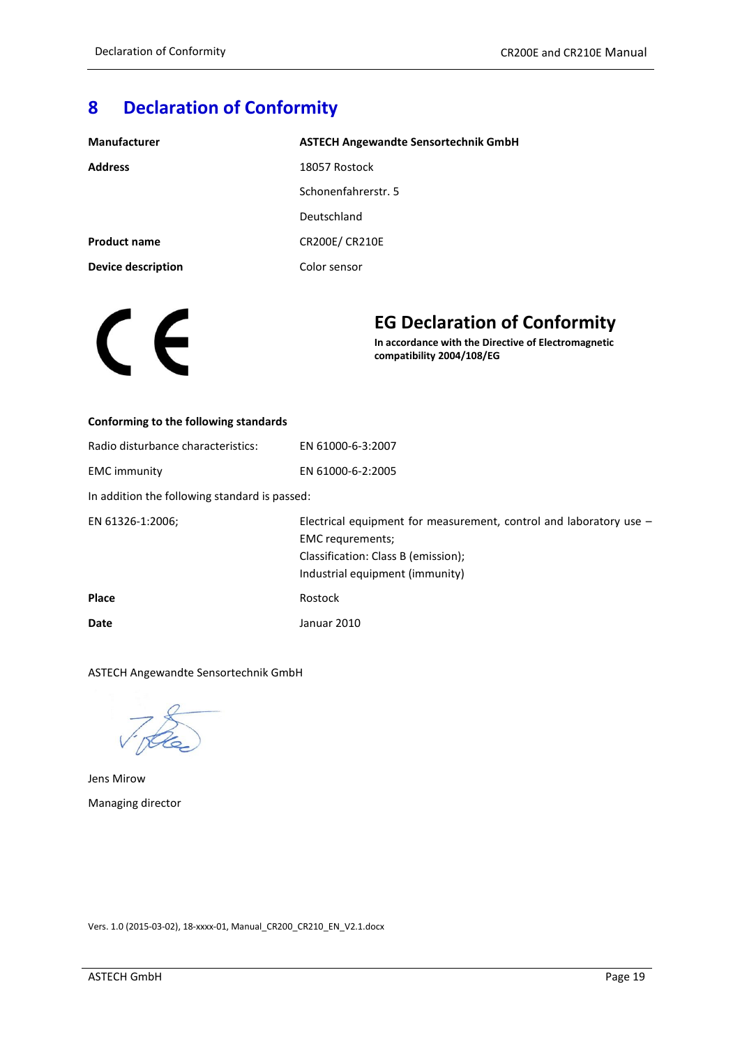# 8 Declaration of Conformity

| | |
|---|---|
| **Manufacturer** | **ASTECH Angewandte Sensortechnik GmbH** |
| **Address** | 18057 Rostock |
| | Schonenfahrerstr. 5 |
| | Deutschland |
| **Product name** | CR200E/ CR210E |
| **Device description** | Color sensor |

CE

## EG Declaration of Conformity

**In accordance with the Directive of Electromagnetic compatibility 2004/108/EG**

**Conforming to the following standards**

| | |
|---|---|
| Radio disturbance characteristics: | EN 61000-6-3:2007 |
| EMC immunity | EN 61000-6-2:2005 |

In addition the following standard is passed:

| | |
|---|---|
| EN 61326-1:2006; | Electrical equipment for measurement, control and laboratory use – EMC requrements; Classification: Class B (emission); Industrial equipment (immunity) |
| **Place** | Rostock |
| **Date** | Januar 2010 |

ASTECH Angewandte Sensortechnik GmbH

Jens Mirow

Managing director

Vers. 1.0 (2015-03-02), 18-xxxx-01, Manual_CR200_CR210_EN_V2.1.docx